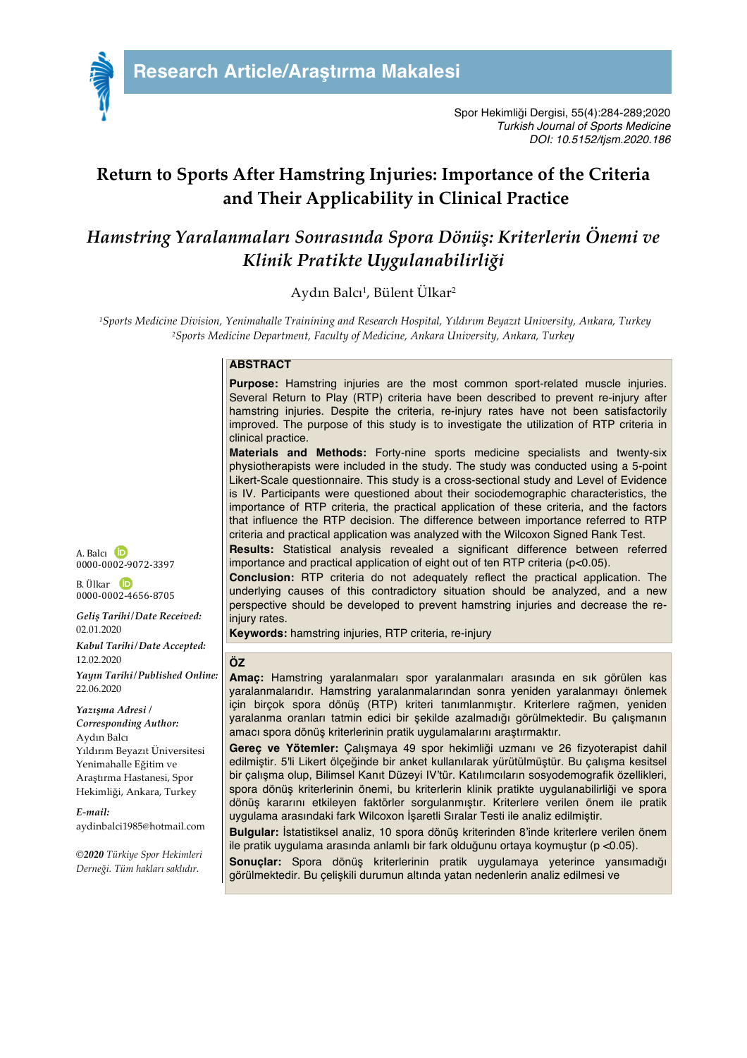Research Article/Araştırma Makalesi

Spor Hekimliği Dergisi, 55(4):284-289;2020
*Turkish Journal of Sports Medicine*
*DOI: 10.5152/tjsm.2020.186*

# Return to Sports After Hamstring Injuries: Importance of the Criteria and Their Applicability in Clinical Practice

## *Hamstring Yaralanmaları Sonrasında Spora Dönüş: Kriterlerin Önemi ve Klinik Pratikte Uygulanabilirliği*

Aydın Balcı[1], Bülent Ülkar[2]

*[1]Sports Medicine Division, Yenimahalle Trainining and Research Hospital, Yıldırım Beyazıt University, Ankara, Turkey*
*[2]Sports Medicine Department, Faculty of Medicine, Ankara University, Ankara, Turkey*

A. Balcı 0000-0002-9072-3397

B. Ülkar 0000-0002-4656-8705

***Geliş Tarihi/Date Received:*** 02.01.2020

***Kabul Tarihi/Date Accepted:*** 12.02.2020

***Yayın Tarihi/Published Online:*** 22.06.2020

***Yazışma Adresi / Corresponding Author:***
Aydın Balcı
Yıldırım Beyazıt Üniversitesi Yenimahalle Eğitim ve Araştırma Hastanesi, Spor Hekimliği, Ankara, Turkey

***E-mail:*** aydinbalci1985@hotmail.com

*©**2020** Türkiye Spor Hekimleri Derneği. Tüm hakları saklıdır.*

### ABSTRACT

**Purpose:** Hamstring injuries are the most common sport-related muscle injuries. Several Return to Play (RTP) criteria have been described to prevent re-injury after hamstring injuries. Despite the criteria, re-injury rates have not been satisfactorily improved. The purpose of this study is to investigate the utilization of RTP criteria in clinical practice.

**Materials and Methods:** Forty-nine sports medicine specialists and twenty-six physiotherapists were included in the study. The study was conducted using a 5-point Likert-Scale questionnaire. This study is a cross-sectional study and Level of Evidence is IV. Participants were questioned about their sociodemographic characteristics, the importance of RTP criteria, the practical application of these criteria, and the factors that influence the RTP decision. The difference between importance referred to RTP criteria and practical application was analyzed with the Wilcoxon Signed Rank Test.

**Results:** Statistical analysis revealed a significant difference between referred importance and practical application of eight out of ten RTP criteria ($p<0.05$).

**Conclusion:** RTP criteria do not adequately reflect the practical application. The underlying causes of this contradictory situation should be analyzed, and a new perspective should be developed to prevent hamstring injuries and decrease the re-injury rates.

**Keywords:** hamstring injuries, RTP criteria, re-injury

### ÖZ

**Amaç:** Hamstring yaralanmaları spor yaralanmaları arasında en sık görülen kas yaralanmalarıdır. Hamstring yaralanmalarından sonra yeniden yaralanmayı önlemek için birçok spora dönüş (RTP) kriteri tanımlanmıştır. Kriterlere rağmen, yeniden yaralanma oranları tatmin edici bir şekilde azalmadığı görülmektedir. Bu çalışmanın amacı spora dönüş kriterlerinin pratik uygulamalarını araştırmaktır.

**Gereç ve Yötemler:** Çalışmaya 49 spor hekimliği uzmanı ve 26 fizyoterapist dahil edilmiştir. 5'li Likert ölçeğinde bir anket kullanılarak yürütülmüştür. Bu çalışma kesitsel bir çalışma olup, Bilimsel Kanıt Düzeyi IV'tür. Katılımcıların sosyodemografik özellikleri, spora dönüş kriterlerinin önemi, bu kriterlerin klinik pratikte uygulanabilirliği ve spora dönüş kararını etkileyen faktörler sorgulanmıştır. Kriterlere verilen önem ile pratik uygulama arasındaki fark Wilcoxon İşaretli Sıralar Testi ile analiz edilmiştir.

**Bulgular:** İstatistiksel analiz, 10 spora dönüş kriterinden 8'inde kriterlere verilen önem ile pratik uygulama arasında anlamlı bir fark olduğunu ortaya koymuştur ($p<0.05$).

**Sonuçlar:** Spora dönüş kriterlerinin pratik uygulamaya yeterince yansımadığı görülmektedir. Bu çelişkili durumun altında yatan nedenlerin analiz edilmesi ve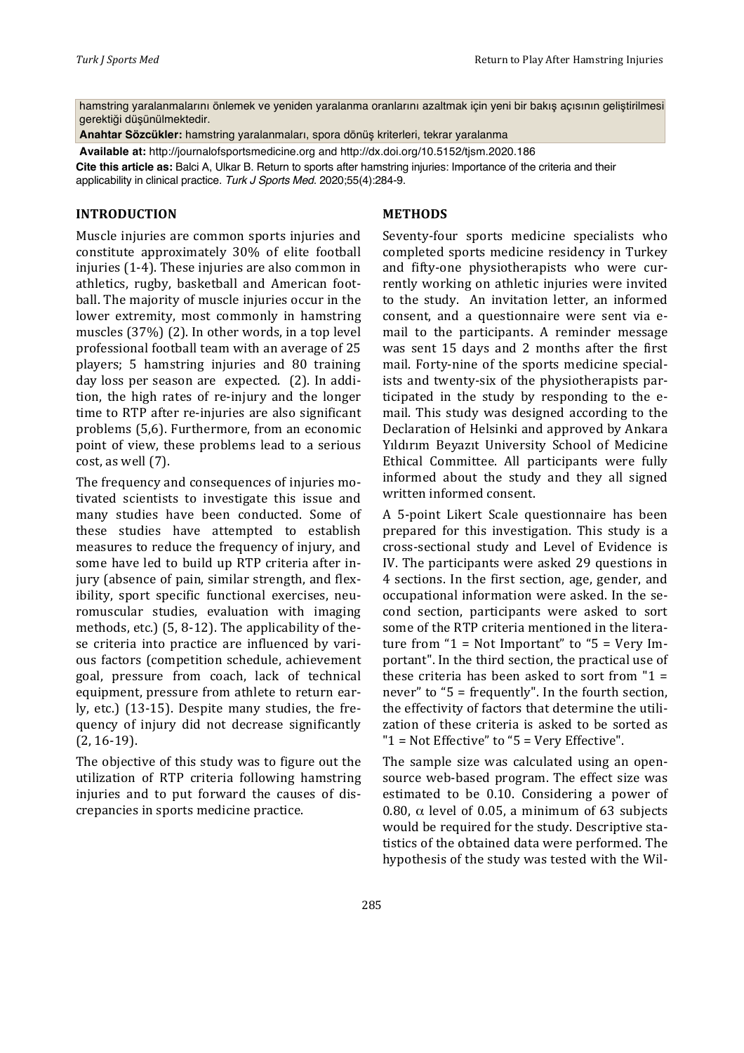hamstring yaralanmalarını önlemek ve yeniden yaralanma oranlarını azaltmak için yeni bir bakış açısının geliştirilmesi gerektiği düşünülmektedir.

**Anahtar Sözcükler:** hamstring yaralanmaları, spora dönüş kriterleri, tekrar yaralanma

**Available at:** http://journalofsportsmedicine.org and http://dx.doi.org/10.5152/tjsm.2020.186

**Cite this article as:** Balci A, Ulkar B. Return to sports after hamstring injuries: Importance of the criteria and their applicability in clinical practice. *Turk J Sports Med.* 2020;55(4):284-9.

## INTRODUCTION

Muscle injuries are common sports injuries and constitute approximately 30% of elite football injuries (1-4). These injuries are also common in athletics, rugby, basketball and American football. The majority of muscle injuries occur in the lower extremity, most commonly in hamstring muscles (37%) (2). In other words, in a top level professional football team with an average of 25 players; 5 hamstring injuries and 80 training day loss per season are expected. (2). In addition, the high rates of re-injury and the longer time to RTP after re-injuries are also significant problems (5,6). Furthermore, from an economic point of view, these problems lead to a serious cost, as well (7).

The frequency and consequences of injuries motivated scientists to investigate this issue and many studies have been conducted. Some of these studies have attempted to establish measures to reduce the frequency of injury, and some have led to build up RTP criteria after injury (absence of pain, similar strength, and flexibility, sport specific functional exercises, neuromuscular studies, evaluation with imaging methods, etc.) (5, 8-12). The applicability of these criteria into practice are influenced by various factors (competition schedule, achievement goal, pressure from coach, lack of technical equipment, pressure from athlete to return early, etc.) (13-15). Despite many studies, the frequency of injury did not decrease significantly (2, 16-19).

The objective of this study was to figure out the utilization of RTP criteria following hamstring injuries and to put forward the causes of discrepancies in sports medicine practice.

## METHODS

Seventy-four sports medicine specialists who completed sports medicine residency in Turkey and fifty-one physiotherapists who were currently working on athletic injuries were invited to the study. An invitation letter, an informed consent, and a questionnaire were sent via e-mail to the participants. A reminder message was sent 15 days and 2 months after the first mail. Forty-nine of the sports medicine specialists and twenty-six of the physiotherapists participated in the study by responding to the e-mail. This study was designed according to the Declaration of Helsinki and approved by Ankara Yıldırım Beyazıt University School of Medicine Ethical Committee. All participants were fully informed about the study and they all signed written informed consent.

A 5-point Likert Scale questionnaire has been prepared for this investigation. This study is a cross-sectional study and Level of Evidence is IV. The participants were asked 29 questions in 4 sections. In the first section, age, gender, and occupational information were asked. In the second section, participants were asked to sort some of the RTP criteria mentioned in the literature from "1 = Not Important" to "5 = Very Important". In the third section, the practical use of these criteria has been asked to sort from "1 = never" to "5 = frequently". In the fourth section, the effectivity of factors that determine the utilization of these criteria is asked to be sorted as "1 = Not Effective" to "5 = Very Effective".

The sample size was calculated using an open-source web-based program. The effect size was estimated to be 0.10. Considering a power of 0.80, $\alpha$ level of 0.05, a minimum of 63 subjects would be required for the study. Descriptive statistics of the obtained data were performed. The hypothesis of the study was tested with the Wil-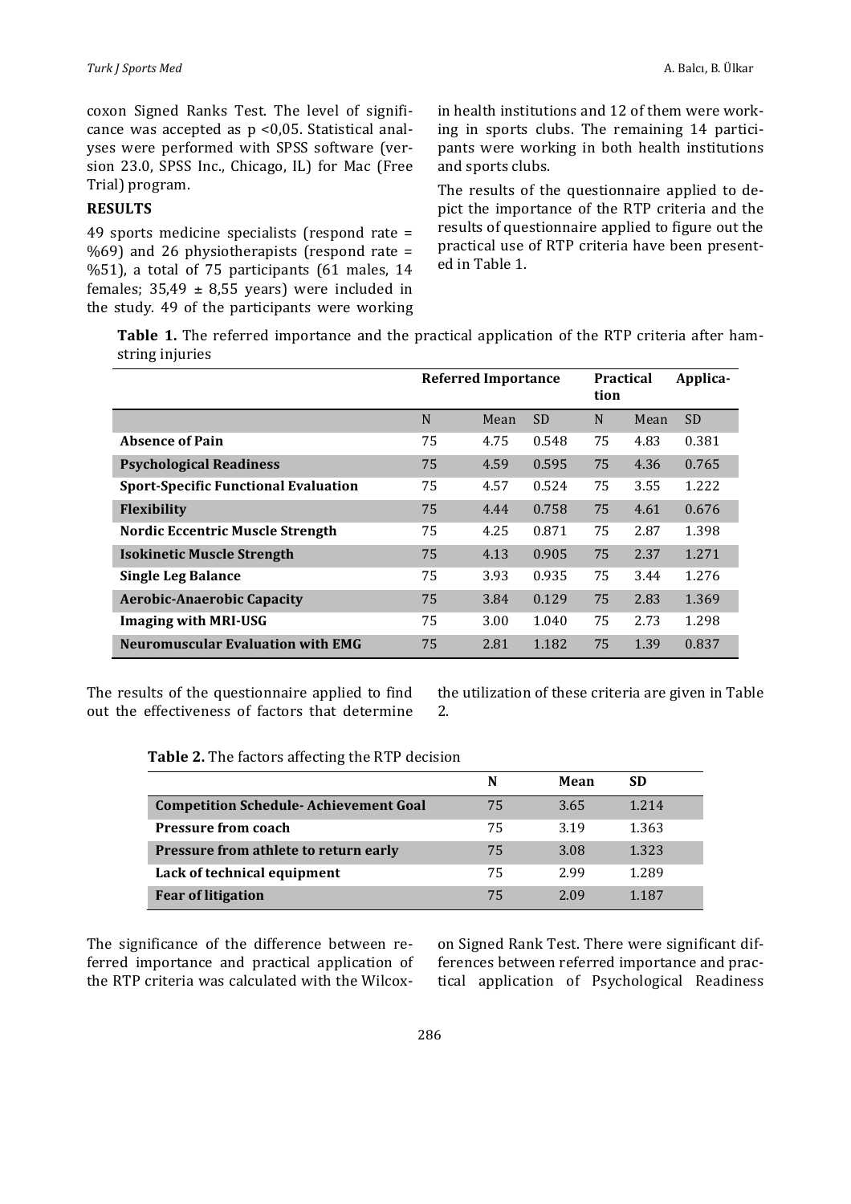coxon Signed Ranks Test. The level of significance was accepted as $p < 0,05$. Statistical analyses were performed with SPSS software (version 23.0, SPSS Inc., Chicago, IL) for Mac (Free Trial) program.

## RESULTS

49 sports medicine specialists (respond rate = %69) and 26 physiotherapists (respond rate = %51), a total of 75 participants (61 males, 14 females; 35,49 ± 8,55 years) were included in the study. 49 of the participants were working in health institutions and 12 of them were working in sports clubs. The remaining 14 participants were working in both health institutions and sports clubs.

The results of the questionnaire applied to depict the importance of the RTP criteria and the results of questionnaire applied to figure out the practical use of RTP criteria have been presented in Table 1.

**Table 1.** The referred importance and the practical application of the RTP criteria after hamstring injuries

| | Referred Importance | | | Practical Application | | |
|---|---|---|---|---|---|---|
| | N | Mean | SD | N | Mean | SD |
| **Absence of Pain** | 75 | 4.75 | 0.548 | 75 | 4.83 | 0.381 |
| **Psychological Readiness** | 75 | 4.59 | 0.595 | 75 | 4.36 | 0.765 |
| **Sport-Specific Functional Evaluation** | 75 | 4.57 | 0.524 | 75 | 3.55 | 1.222 |
| **Flexibility** | 75 | 4.44 | 0.758 | 75 | 4.61 | 0.676 |
| **Nordic Eccentric Muscle Strength** | 75 | 4.25 | 0.871 | 75 | 2.87 | 1.398 |
| **Isokinetic Muscle Strength** | 75 | 4.13 | 0.905 | 75 | 2.37 | 1.271 |
| **Single Leg Balance** | 75 | 3.93 | 0.935 | 75 | 3.44 | 1.276 |
| **Aerobic-Anaerobic Capacity** | 75 | 3.84 | 0.129 | 75 | 2.83 | 1.369 |
| **Imaging with MRI-USG** | 75 | 3.00 | 1.040 | 75 | 2.73 | 1.298 |
| **Neuromuscular Evaluation with EMG** | 75 | 2.81 | 1.182 | 75 | 1.39 | 0.837 |

The results of the questionnaire applied to find out the effectiveness of factors that determine the utilization of these criteria are given in Table 2.

**Table 2.** The factors affecting the RTP decision

| | N | Mean | SD |
|---|---|---|---|
| **Competition Schedule- Achievement Goal** | 75 | 3.65 | 1.214 |
| **Pressure from coach** | 75 | 3.19 | 1.363 |
| **Pressure from athlete to return early** | 75 | 3.08 | 1.323 |
| **Lack of technical equipment** | 75 | 2.99 | 1.289 |
| **Fear of litigation** | 75 | 2.09 | 1.187 |

The significance of the difference between referred importance and practical application of the RTP criteria was calculated with the Wilcoxon Signed Rank Test. There were significant differences between referred importance and practical application of Psychological Readiness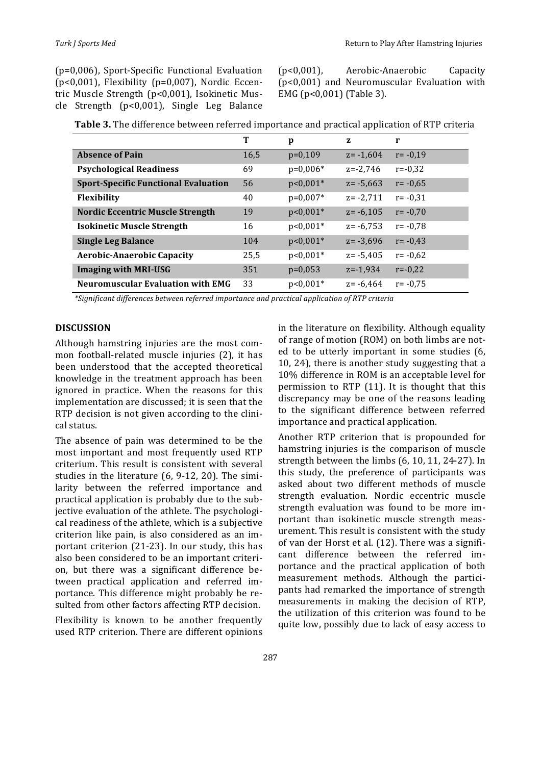(p=0,006), Sport-Specific Functional Evaluation (p<0,001), Flexibility (p=0,007), Nordic Eccentric Muscle Strength (p<0,001), Isokinetic Muscle Strength (p<0,001), Single Leg Balance (p<0,001), Aerobic-Anaerobic Capacity (p<0,001) and Neuromuscular Evaluation with EMG (p<0,001) (Table 3).

**Table 3.** The difference between referred importance and practical application of RTP criteria

| | T | p | z | r |
|---|---|---|---|---|
| **Absence of Pain** | 16,5 | p=0,109 | z= -1,604 | r= -0,19 |
| **Psychological Readiness** | 69 | p=0,006* | z=-2,746 | r=-0,32 |
| **Sport-Specific Functional Evaluation** | 56 | p<0,001* | z= -5,663 | r= -0,65 |
| **Flexibility** | 40 | p=0,007* | z= -2,711 | r= -0,31 |
| **Nordic Eccentric Muscle Strength** | 19 | p<0,001* | z= -6,105 | r= -0,70 |
| **Isokinetic Muscle Strength** | 16 | p<0,001* | z= -6,753 | r= -0,78 |
| **Single Leg Balance** | 104 | p<0,001* | z= -3,696 | r= -0,43 |
| **Aerobic-Anaerobic Capacity** | 25,5 | p<0,001* | z= -5,405 | r= -0,62 |
| **Imaging with MRI-USG** | 351 | p=0,053 | z=-1,934 | r=-0,22 |
| **Neuromuscular Evaluation with EMG** | 33 | p<0,001* | z= -6,464 | r= -0,75 |

*\*Significant differences between referred importance and practical application of RTP criteria*

## DISCUSSION

Although hamstring injuries are the most common football-related muscle injuries (2), it has been understood that the accepted theoretical knowledge in the treatment approach has been ignored in practice. When the reasons for this implementation are discussed; it is seen that the RTP decision is not given according to the clinical status.

The absence of pain was determined to be the most important and most frequently used RTP criterium. This result is consistent with several studies in the literature (6, 9-12, 20). The similarity between the referred importance and practical application is probably due to the subjective evaluation of the athlete. The psychological readiness of the athlete, which is a subjective criterion like pain, is also considered as an important criterion (21-23). In our study, this has also been considered to be an important criterion, but there was a significant difference between practical application and referred importance. This difference might probably be resulted from other factors affecting RTP decision.

Flexibility is known to be another frequently used RTP criterion. There are different opinions in the literature on flexibility. Although equality of range of motion (ROM) on both limbs are noted to be utterly important in some studies (6, 10, 24), there is another study suggesting that a 10% difference in ROM is an acceptable level for permission to RTP (11). It is thought that this discrepancy may be one of the reasons leading to the significant difference between referred importance and practical application.

Another RTP criterion that is propounded for hamstring injuries is the comparison of muscle strength between the limbs (6, 10, 11, 24-27). In this study, the preference of participants was asked about two different methods of muscle strength evaluation. Nordic eccentric muscle strength evaluation was found to be more important than isokinetic muscle strength measurement. This result is consistent with the study of van der Horst et al. (12). There was a significant difference between the referred importance and the practical application of both measurement methods. Although the participants had remarked the importance of strength measurements in making the decision of RTP, the utilization of this criterion was found to be quite low, possibly due to lack of easy access to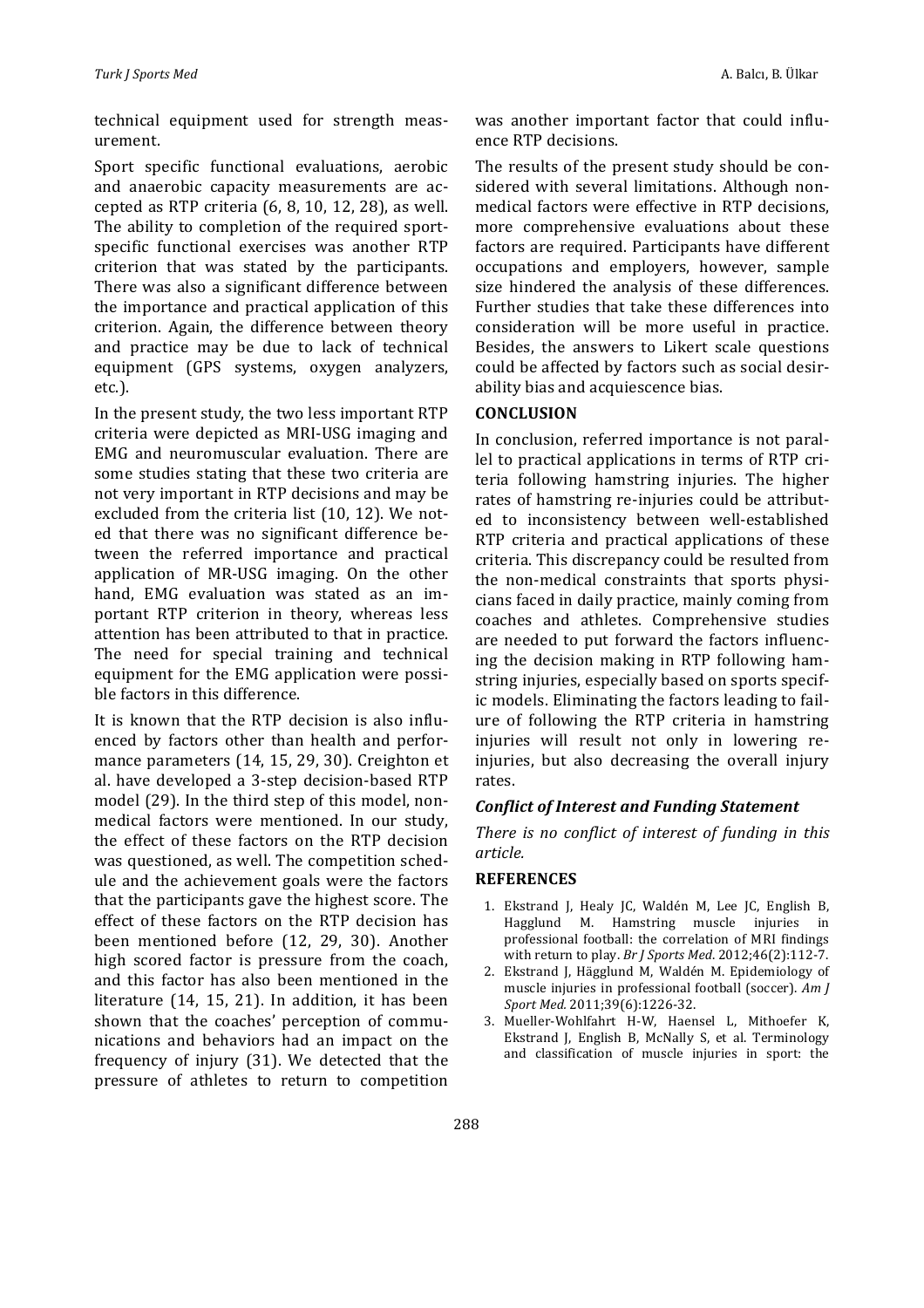technical equipment used for strength measurement.

Sport specific functional evaluations, aerobic and anaerobic capacity measurements are accepted as RTP criteria (6, 8, 10, 12, 28), as well. The ability to completion of the required sport-specific functional exercises was another RTP criterion that was stated by the participants. There was also a significant difference between the importance and practical application of this criterion. Again, the difference between theory and practice may be due to lack of technical equipment (GPS systems, oxygen analyzers, etc.).

In the present study, the two less important RTP criteria were depicted as MRI-USG imaging and EMG and neuromuscular evaluation. There are some studies stating that these two criteria are not very important in RTP decisions and may be excluded from the criteria list (10, 12). We noted that there was no significant difference between the referred importance and practical application of MR-USG imaging. On the other hand, EMG evaluation was stated as an important RTP criterion in theory, whereas less attention has been attributed to that in practice. The need for special training and technical equipment for the EMG application were possible factors in this difference.

It is known that the RTP decision is also influenced by factors other than health and performance parameters (14, 15, 29, 30). Creighton et al. have developed a 3-step decision-based RTP model (29). In the third step of this model, non-medical factors were mentioned. In our study, the effect of these factors on the RTP decision was questioned, as well. The competition schedule and the achievement goals were the factors that the participants gave the highest score. The effect of these factors on the RTP decision has been mentioned before (12, 29, 30). Another high scored factor is pressure from the coach, and this factor has also been mentioned in the literature (14, 15, 21). In addition, it has been shown that the coaches' perception of communications and behaviors had an impact on the frequency of injury (31). We detected that the pressure of athletes to return to competition was another important factor that could influence RTP decisions.

The results of the present study should be considered with several limitations. Although non-medical factors were effective in RTP decisions, more comprehensive evaluations about these factors are required. Participants have different occupations and employers, however, sample size hindered the analysis of these differences. Further studies that take these differences into consideration will be more useful in practice. Besides, the answers to Likert scale questions could be affected by factors such as social desirability bias and acquiescence bias.

## CONCLUSION

In conclusion, referred importance is not parallel to practical applications in terms of RTP criteria following hamstring injuries. The higher rates of hamstring re-injuries could be attributed to inconsistency between well-established RTP criteria and practical applications of these criteria. This discrepancy could be resulted from the non-medical constraints that sports physicians faced in daily practice, mainly coming from coaches and athletes. Comprehensive studies are needed to put forward the factors influencing the decision making in RTP following hamstring injuries, especially based on sports specific models. Eliminating the factors leading to failure of following the RTP criteria in hamstring injuries will result not only in lowering re-injuries, but also decreasing the overall injury rates.

### *Conflict of Interest and Funding Statement*

*There is no conflict of interest of funding in this article.*

## REFERENCES

1. Ekstrand J, Healy JC, Waldén M, Lee JC, English B, Hagglund M. Hamstring muscle injuries in professional football: the correlation of MRI findings with return to play. *Br J Sports Med*. 2012;46(2):112-7.
2. Ekstrand J, Hägglund M, Waldén M. Epidemiology of muscle injuries in professional football (soccer). *Am J Sport Med.* 2011;39(6):1226-32.
3. Mueller-Wohlfahrt H-W, Haensel L, Mithoefer K, Ekstrand J, English B, McNally S, et al. Terminology and classification of muscle injuries in sport: the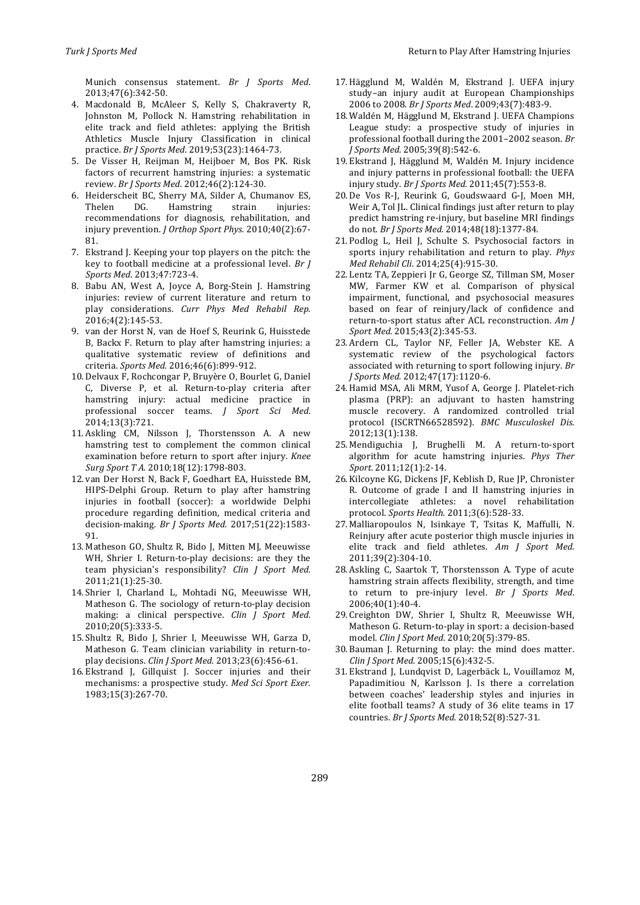Munich consensus statement. *Br J Sports Med*. 2013;47(6):342-50.

4. Macdonald B, McAleer S, Kelly S, Chakraverty R, Johnston M, Pollock N. Hamstring rehabilitation in elite track and field athletes: applying the British Athletics Muscle Injury Classification in clinical practice. *Br J Sports Med*. 2019;53(23):1464-73.
5. De Visser H, Reijman M, Heijboer M, Bos PK. Risk factors of recurrent hamstring injuries: a systematic review. *Br J Sports Med*. 2012;46(2):124-30.
6. Heiderscheit BC, Sherry MA, Silder A, Chumanov ES, Thelen DG. Hamstring strain injuries: recommendations for diagnosis, rehabilitation, and injury prevention. *J Orthop Sport Phys.* 2010;40(2):67-81.
7. Ekstrand J. Keeping your top players on the pitch: the key to football medicine at a professional level. *Br J Sports Med*. 2013;47:723-4.
8. Babu AN, West A, Joyce A, Borg-Stein J. Hamstring injuries: review of current literature and return to play considerations. *Curr Phys Med Rehabil Rep.* 2016;4(2):145-53.
9. van der Horst N, van de Hoef S, Reurink G, Huisstede B, Backx F. Return to play after hamstring injuries: a qualitative systematic review of definitions and criteria. *Sports Med.* 2016;46(6):899-912.
10. Delvaux F, Rochcongar P, Bruyère O, Bourlet G, Daniel C, Diverse P, et al. Return-to-play criteria after hamstring injury: actual medicine practice in professional soccer teams. *J Sport Sci Med*. 2014;13(3):721.
11. Askling CM, Nilsson J, Thorstensson A. A new hamstring test to complement the common clinical examination before return to sport after injury. *Knee Surg Sport T A.* 2010;18(12):1798-803.
12. van Der Horst N, Back F, Goedhart EA, Huisstede BM, HIPS-Delphi Group. Return to play after hamstring injuries in football (soccer): a worldwide Delphi procedure regarding definition, medical criteria and decision-making. *Br J Sports Med.* 2017;51(22):1583-91.
13. Matheson GO, Shultz R, Bido J, Mitten MJ, Meeuwisse WH, Shrier I. Return-to-play decisions: are they the team physician's responsibility? *Clin J Sport Med.* 2011;21(1):25-30.
14. Shrier I, Charland L, Mohtadi NG, Meeuwisse WH, Matheson G. The sociology of return-to-play decision making: a clinical perspective. *Clin J Sport Med.* 2010;20(5):333-5.
15. Shultz R, Bido J, Shrier I, Meeuwisse WH, Garza D, Matheson G. Team clinician variability in return-to-play decisions. *Clin J Sport Med.* 2013;23(6):456-61.
16. Ekstrand J, Gillquist J. Soccer injuries and their mechanisms: a prospective study. *Med Sci Sport Exer.* 1983;15(3):267-70.
17. Hägglund M, Waldén M, Ekstrand J. UEFA injury study–an injury audit at European Championships 2006 to 2008. *Br J Sports Med*. 2009;43(7):483-9.
18. Waldén M, Hägglund M, Ekstrand J. UEFA Champions League study: a prospective study of injuries in professional football during the 2001–2002 season. *Br J Sports Med*. 2005;39(8):542-6.
19. Ekstrand J, Hägglund M, Waldén M. Injury incidence and injury patterns in professional football: the UEFA injury study. *Br J Sports Med.* 2011;45(7):553-8.
20. De Vos R-J, Reurink G, Goudswaard G-J, Moen MH, Weir A, Tol JL. Clinical findings just after return to play predict hamstring re-injury, but baseline MRI findings do not. *Br J Sports Med.* 2014;48(18):1377-84.
21. Podlog L, Heil J, Schulte S. Psychosocial factors in sports injury rehabilitation and return to play. *Phys Med Rehabil Cli*. 2014;25(4):915-30.
22. Lentz TA, Zeppieri Jr G, George SZ, Tillman SM, Moser MW, Farmer KW et al. Comparison of physical impairment, functional, and psychosocial measures based on fear of reinjury/lack of confidence and return-to-sport status after ACL reconstruction. *Am J Sport Med.* 2015;43(2):345-53.
23. Ardern CL, Taylor NF, Feller JA, Webster KE. A systematic review of the psychological factors associated with returning to sport following injury. *Br J Sports Med.* 2012;47(17):1120-6.
24. Hamid MSA, Ali MRM, Yusof A, George J. Platelet-rich plasma (PRP): an adjuvant to hasten hamstring muscle recovery. A randomized controlled trial protocol (ISCRTN66528592). *BMC Musculoskel Dis.* 2012;13(1):138.
25. Mendiguchia J, Brughelli M. A return-to-sport algorithm for acute hamstring injuries. *Phys Ther Sport*. 2011;12(1):2-14.
26. Kilcoyne KG, Dickens JF, Keblish D, Rue JP, Chronister R. Outcome of grade I and II hamstring injuries in intercollegiate athletes: a novel rehabilitation protocol. *Sports Health.* 2011;3(6):528-33.
27. Malliaropoulos N, Isinkaye T, Tsitas K, Maffulli, N. Reinjury after acute posterior thigh muscle injuries in elite track and field athletes. *Am J Sport Med.* 2011;39(2):304-10.
28. Askling C, Saartok T, Thorstensson A. Type of acute hamstring strain affects flexibility, strength, and time to return to pre-injury level. *Br J Sports Med*. 2006;40(1):40-4.
29. Creighton DW, Shrier I, Shultz R, Meeuwisse WH, Matheson G. Return-to-play in sport: a decision-based model. *Clin J Sport Med*. 2010;20(5):379-85.
30. Bauman J. Returning to play: the mind does matter. *Clin J Sport Med*. 2005;15(6):432-5.
31. Ekstrand J, Lundqvist D, Lagerbäck L, Vouillamoz M, Papadimitiou N, Karlsson J. Is there a correlation between coaches' leadership styles and injuries in elite football teams? A study of 36 elite teams in 17 countries. *Br J Sports Med.* 2018;52(8):527-31.